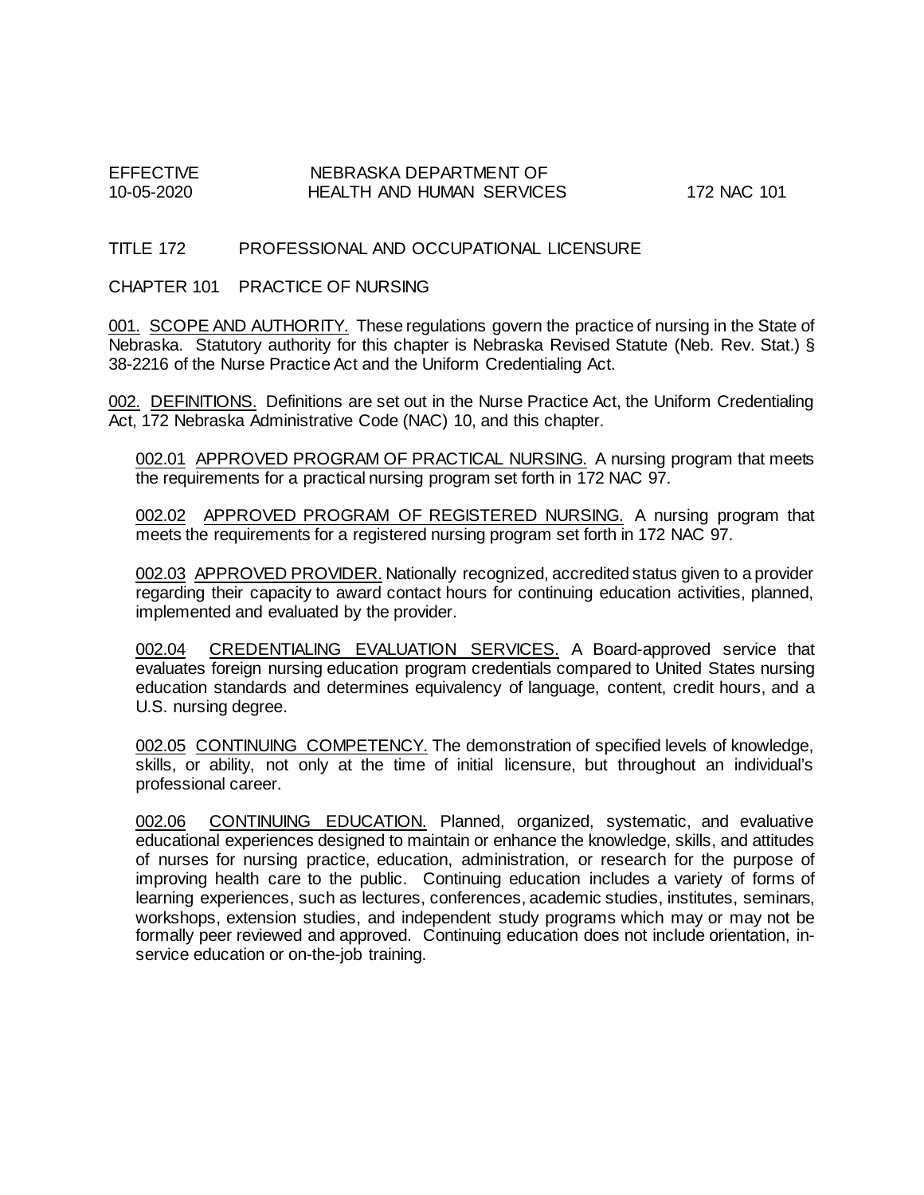EFFECTIVE 10-05-2020 NEBRASKA DEPARTMENT OF HEALTH AND HUMAN SERVICES 172 NAC 101

# TITLE 172 PROFESSIONAL AND OCCUPATIONAL LICENSURE

## CHAPTER 101 PRACTICE OF NURSING

001. SCOPE AND AUTHORITY. These regulations govern the practice of nursing in the State of Nebraska. Statutory authority for this chapter is Nebraska Revised Statute (Neb. Rev. Stat.) § 38-2216 of the Nurse Practice Act and the Uniform Credentialing Act.

002. DEFINITIONS. Definitions are set out in the Nurse Practice Act, the Uniform Credentialing Act, 172 Nebraska Administrative Code (NAC) 10, and this chapter.

002.01 APPROVED PROGRAM OF PRACTICAL NURSING. A nursing program that meets the requirements for a practical nursing program set forth in 172 NAC 97.

002.02 APPROVED PROGRAM OF REGISTERED NURSING. A nursing program that meets the requirements for a registered nursing program set forth in 172 NAC 97.

002.03 APPROVED PROVIDER. Nationally recognized, accredited status given to a provider regarding their capacity to award contact hours for continuing education activities, planned, implemented and evaluated by the provider.

002.04 CREDENTIALING EVALUATION SERVICES. A Board-approved service that evaluates foreign nursing education program credentials compared to United States nursing education standards and determines equivalency of language, content, credit hours, and a U.S. nursing degree.

002.05 CONTINUING COMPETENCY. The demonstration of specified levels of knowledge, skills, or ability, not only at the time of initial licensure, but throughout an individual's professional career.

002.06 CONTINUING EDUCATION. Planned, organized, systematic, and evaluative educational experiences designed to maintain or enhance the knowledge, skills, and attitudes of nurses for nursing practice, education, administration, or research for the purpose of improving health care to the public. Continuing education includes a variety of forms of learning experiences, such as lectures, conferences, academic studies, institutes, seminars, workshops, extension studies, and independent study programs which may or may not be formally peer reviewed and approved. Continuing education does not include orientation, in-service education or on-the-job training.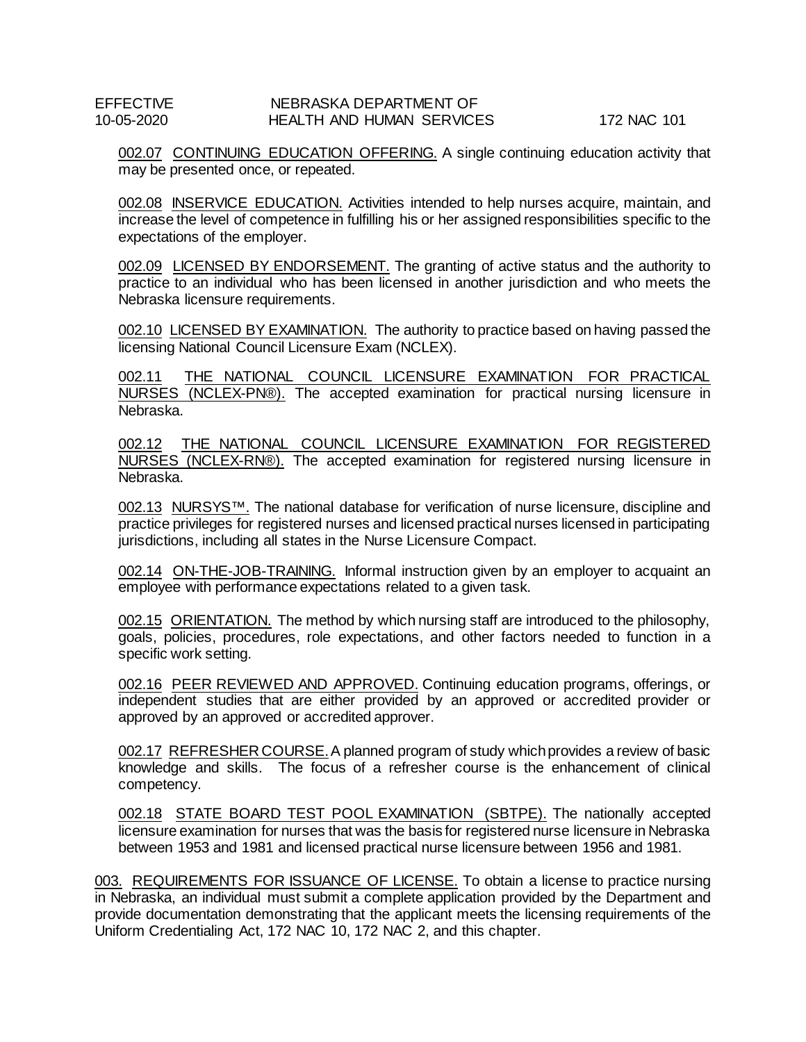002.07 CONTINUING EDUCATION OFFERING. A single continuing education activity that may be presented once, or repeated.

002.08 INSERVICE EDUCATION. Activities intended to help nurses acquire, maintain, and increase the level of competence in fulfilling his or her assigned responsibilities specific to the expectations of the employer.

002.09 LICENSED BY ENDORSEMENT. The granting of active status and the authority to practice to an individual who has been licensed in another jurisdiction and who meets the Nebraska licensure requirements.

002.10 LICENSED BY EXAMINATION. The authority to practice based on having passed the licensing National Council Licensure Exam (NCLEX).

002.11 THE NATIONAL COUNCIL LICENSURE EXAMINATION FOR PRACTICAL NURSES (NCLEX-PN®). The accepted examination for practical nursing licensure in Nebraska.

002.12 THE NATIONAL COUNCIL LICENSURE EXAMINATION FOR REGISTERED NURSES (NCLEX-RN®). The accepted examination for registered nursing licensure in Nebraska.

002.13 NURSYS™. The national database for verification of nurse licensure, discipline and practice privileges for registered nurses and licensed practical nurses licensed in participating jurisdictions, including all states in the Nurse Licensure Compact.

002.14 ON-THE-JOB-TRAINING. Informal instruction given by an employer to acquaint an employee with performance expectations related to a given task.

002.15 ORIENTATION. The method by which nursing staff are introduced to the philosophy, goals, policies, procedures, role expectations, and other factors needed to function in a specific work setting.

002.16 PEER REVIEWED AND APPROVED. Continuing education programs, offerings, or independent studies that are either provided by an approved or accredited provider or approved by an approved or accredited approver.

002.17 REFRESHER COURSE. A planned program of study which provides a review of basic knowledge and skills. The focus of a refresher course is the enhancement of clinical competency.

002.18 STATE BOARD TEST POOL EXAMINATION (SBTPE). The nationally accepted licensure examination for nurses that was the basis for registered nurse licensure in Nebraska between 1953 and 1981 and licensed practical nurse licensure between 1956 and 1981.

003. REQUIREMENTS FOR ISSUANCE OF LICENSE. To obtain a license to practice nursing in Nebraska, an individual must submit a complete application provided by the Department and provide documentation demonstrating that the applicant meets the licensing requirements of the Uniform Credentialing Act, 172 NAC 10, 172 NAC 2, and this chapter.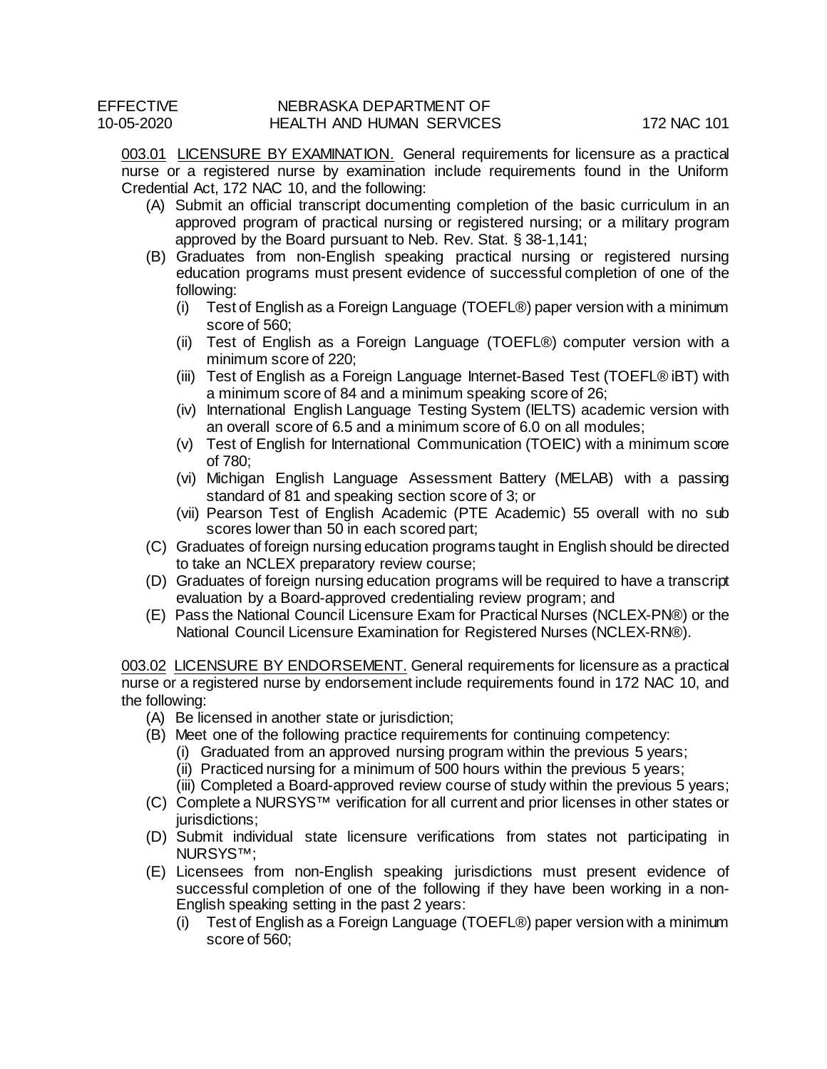003.01 LICENSURE BY EXAMINATION. General requirements for licensure as a practical nurse or a registered nurse by examination include requirements found in the Uniform Credential Act, 172 NAC 10, and the following:

- (A) Submit an official transcript documenting completion of the basic curriculum in an approved program of practical nursing or registered nursing; or a military program approved by the Board pursuant to Neb. Rev. Stat. § 38-1,141;
- (B) Graduates from non-English speaking practical nursing or registered nursing education programs must present evidence of successful completion of one of the following:
  - (i) Test of English as a Foreign Language (TOEFL®) paper version with a minimum score of 560;
  - (ii) Test of English as a Foreign Language (TOEFL®) computer version with a minimum score of 220;
  - (iii) Test of English as a Foreign Language Internet-Based Test (TOEFL® iBT) with a minimum score of 84 and a minimum speaking score of 26;
  - (iv) International English Language Testing System (IELTS) academic version with an overall score of 6.5 and a minimum score of 6.0 on all modules;
  - (v) Test of English for International Communication (TOEIC) with a minimum score of 780;
  - (vi) Michigan English Language Assessment Battery (MELAB) with a passing standard of 81 and speaking section score of 3; or
  - (vii) Pearson Test of English Academic (PTE Academic) 55 overall with no sub scores lower than 50 in each scored part;
- (C) Graduates of foreign nursing education programs taught in English should be directed to take an NCLEX preparatory review course;
- (D) Graduates of foreign nursing education programs will be required to have a transcript evaluation by a Board-approved credentialing review program; and
- (E) Pass the National Council Licensure Exam for Practical Nurses (NCLEX-PN®) or the National Council Licensure Examination for Registered Nurses (NCLEX-RN®).

003.02 LICENSURE BY ENDORSEMENT. General requirements for licensure as a practical nurse or a registered nurse by endorsement include requirements found in 172 NAC 10, and the following:

- (A) Be licensed in another state or jurisdiction;
- (B) Meet one of the following practice requirements for continuing competency:
  - (i) Graduated from an approved nursing program within the previous 5 years;
  - (ii) Practiced nursing for a minimum of 500 hours within the previous 5 years;
  - (iii) Completed a Board-approved review course of study within the previous 5 years;
- (C) Complete a NURSYS™ verification for all current and prior licenses in other states or jurisdictions;
- (D) Submit individual state licensure verifications from states not participating in NURSYS™;
- (E) Licensees from non-English speaking jurisdictions must present evidence of successful completion of one of the following if they have been working in a non-English speaking setting in the past 2 years:
  - (i) Test of English as a Foreign Language (TOEFL®) paper version with a minimum score of 560;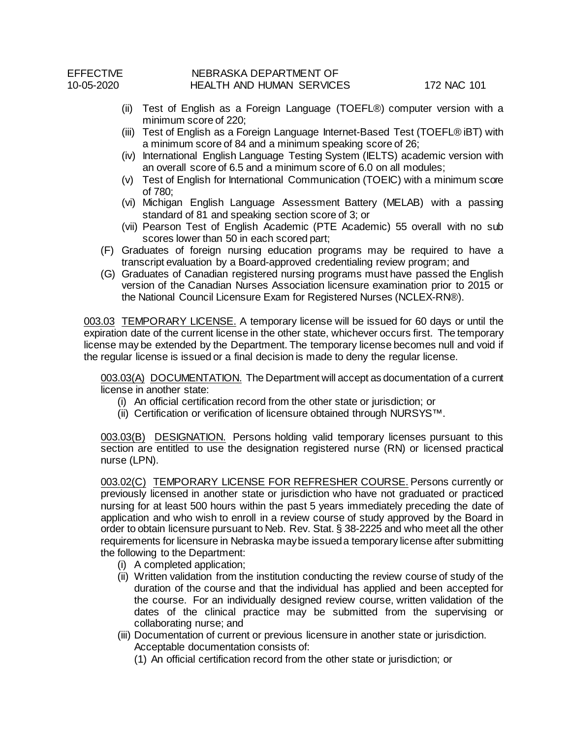- (ii) Test of English as a Foreign Language (TOEFL®) computer version with a minimum score of 220;
   - (iii) Test of English as a Foreign Language Internet-Based Test (TOEFL® iBT) with a minimum score of 84 and a minimum speaking score of 26;
   - (iv) International English Language Testing System (IELTS) academic version with an overall score of 6.5 and a minimum score of 6.0 on all modules;
   - (v) Test of English for International Communication (TOEIC) with a minimum score of 780;
   - (vi) Michigan English Language Assessment Battery (MELAB) with a passing standard of 81 and speaking section score of 3; or
   - (vii) Pearson Test of English Academic (PTE Academic) 55 overall with no sub scores lower than 50 in each scored part;
- (F) Graduates of foreign nursing education programs may be required to have a transcript evaluation by a Board-approved credentialing review program; and
- (G) Graduates of Canadian registered nursing programs must have passed the English version of the Canadian Nurses Association licensure examination prior to 2015 or the National Council Licensure Exam for Registered Nurses (NCLEX-RN®).

<u>003.03</u> <u>TEMPORARY LICENSE.</u> A temporary license will be issued for 60 days or until the expiration date of the current license in the other state, whichever occurs first. The temporary license may be extended by the Department. The temporary license becomes null and void if the regular license is issued or a final decision is made to deny the regular license.

<u>003.03(A)</u> <u>DOCUMENTATION.</u> The Department will accept as documentation of a current license in another state:

- (i) An official certification record from the other state or jurisdiction; or
- (ii) Certification or verification of licensure obtained through NURSYS™.

<u>003.03(B)</u> <u>DESIGNATION.</u> Persons holding valid temporary licenses pursuant to this section are entitled to use the designation registered nurse (RN) or licensed practical nurse (LPN).

<u>003.02(C)</u> <u>TEMPORARY LICENSE FOR REFRESHER COURSE.</u> Persons currently or previously licensed in another state or jurisdiction who have not graduated or practiced nursing for at least 500 hours within the past 5 years immediately preceding the date of application and who wish to enroll in a review course of study approved by the Board in order to obtain licensure pursuant to Neb. Rev. Stat. § 38-2225 and who meet all the other requirements for licensure in Nebraska may be issued a temporary license after submitting the following to the Department:

- (i) A completed application;
- (ii) Written validation from the institution conducting the review course of study of the duration of the course and that the individual has applied and been accepted for the course. For an individually designed review course, written validation of the dates of the clinical practice may be submitted from the supervising or collaborating nurse; and
- (iii) Documentation of current or previous licensure in another state or jurisdiction. Acceptable documentation consists of:
   - (1) An official certification record from the other state or jurisdiction; or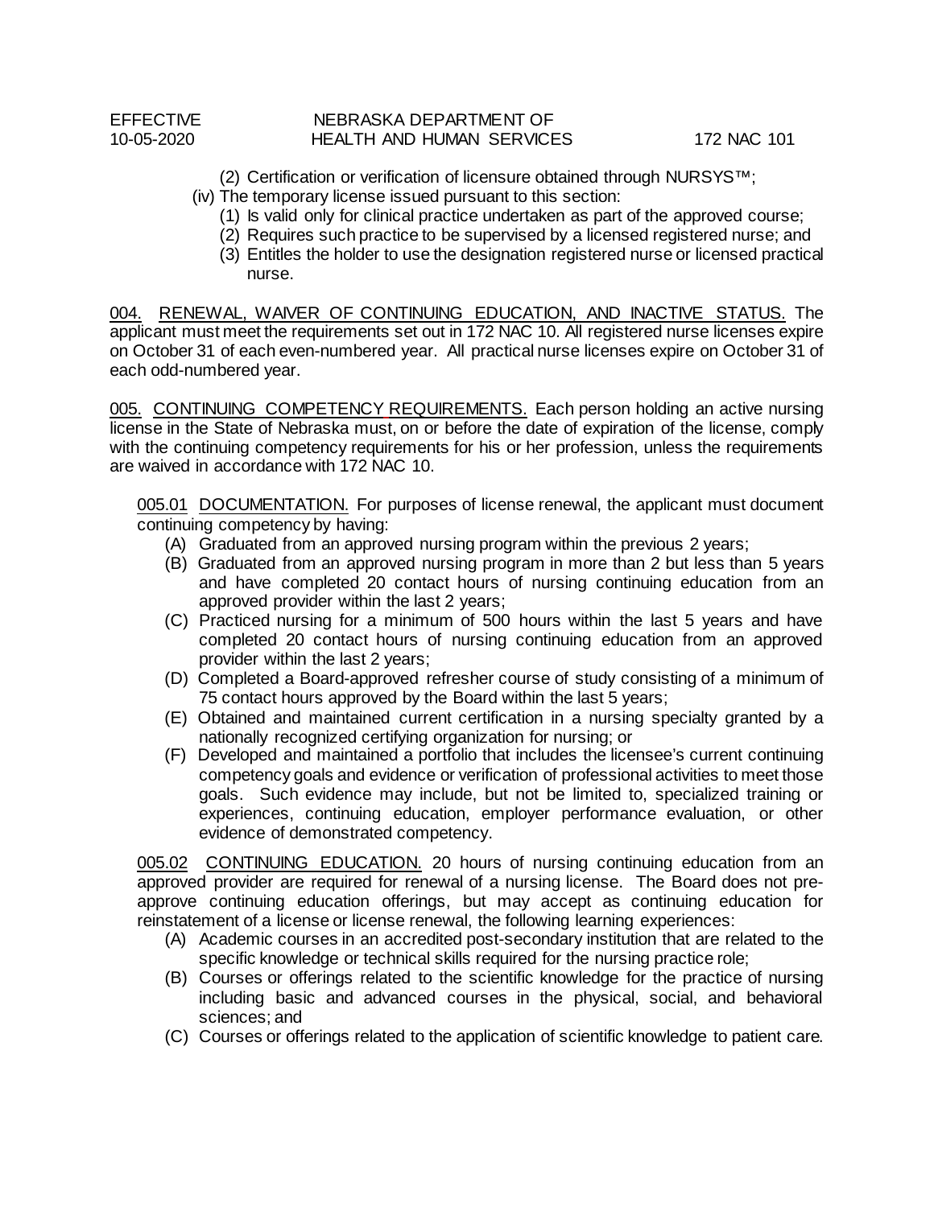(2) Certification or verification of licensure obtained through NURSYS™;

(iv) The temporary license issued pursuant to this section:

(1) Is valid only for clinical practice undertaken as part of the approved course;

(2) Requires such practice to be supervised by a licensed registered nurse; and

(3) Entitles the holder to use the designation registered nurse or licensed practical nurse.

004. RENEWAL, WAIVER OF CONTINUING EDUCATION, AND INACTIVE STATUS. The applicant must meet the requirements set out in 172 NAC 10. All registered nurse licenses expire on October 31 of each even-numbered year. All practical nurse licenses expire on October 31 of each odd-numbered year.

005. CONTINUING COMPETENCY REQUIREMENTS. Each person holding an active nursing license in the State of Nebraska must, on or before the date of expiration of the license, comply with the continuing competency requirements for his or her profession, unless the requirements are waived in accordance with 172 NAC 10.

005.01 DOCUMENTATION. For purposes of license renewal, the applicant must document continuing competency by having:

(A) Graduated from an approved nursing program within the previous 2 years;

(B) Graduated from an approved nursing program in more than 2 but less than 5 years and have completed 20 contact hours of nursing continuing education from an approved provider within the last 2 years;

(C) Practiced nursing for a minimum of 500 hours within the last 5 years and have completed 20 contact hours of nursing continuing education from an approved provider within the last 2 years;

(D) Completed a Board-approved refresher course of study consisting of a minimum of 75 contact hours approved by the Board within the last 5 years;

(E) Obtained and maintained current certification in a nursing specialty granted by a nationally recognized certifying organization for nursing; or

(F) Developed and maintained a portfolio that includes the licensee's current continuing competency goals and evidence or verification of professional activities to meet those goals. Such evidence may include, but not be limited to, specialized training or experiences, continuing education, employer performance evaluation, or other evidence of demonstrated competency.

005.02 CONTINUING EDUCATION. 20 hours of nursing continuing education from an approved provider are required for renewal of a nursing license. The Board does not pre-approve continuing education offerings, but may accept as continuing education for reinstatement of a license or license renewal, the following learning experiences:

(A) Academic courses in an accredited post-secondary institution that are related to the specific knowledge or technical skills required for the nursing practice role;

(B) Courses or offerings related to the scientific knowledge for the practice of nursing including basic and advanced courses in the physical, social, and behavioral sciences; and

(C) Courses or offerings related to the application of scientific knowledge to patient care.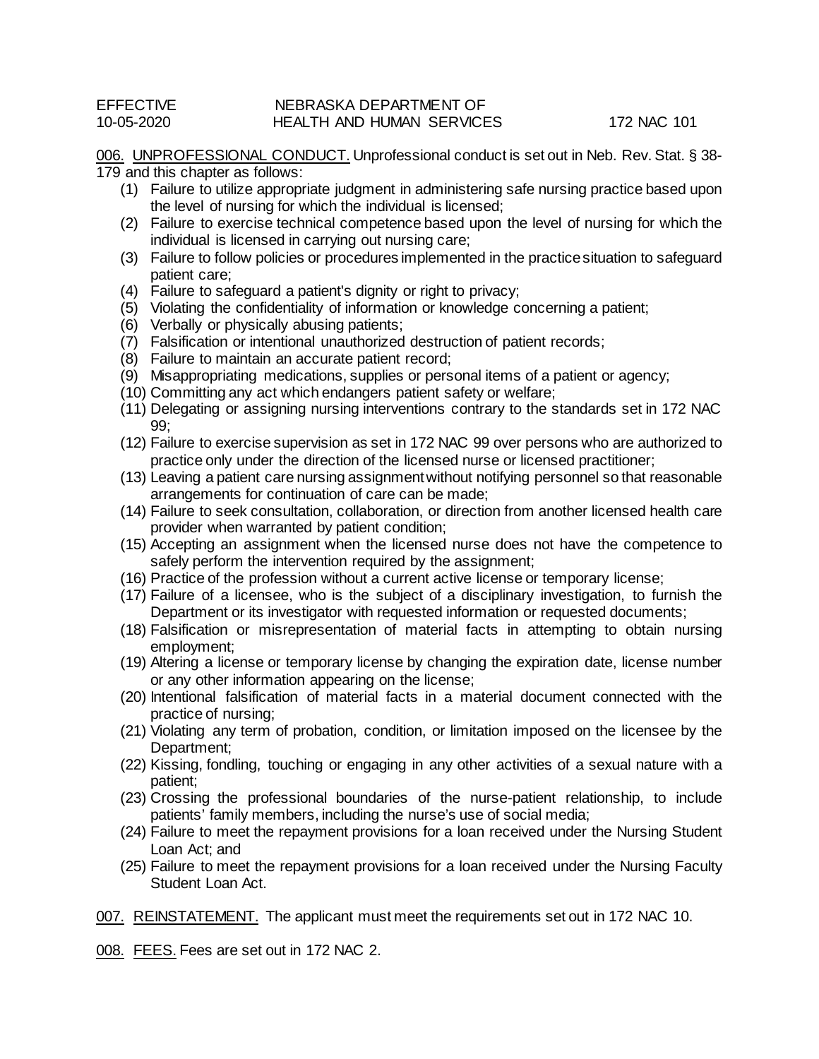006. UNPROFESSIONAL CONDUCT. Unprofessional conduct is set out in Neb. Rev. Stat. § 38-179 and this chapter as follows:

(1) Failure to utilize appropriate judgment in administering safe nursing practice based upon the level of nursing for which the individual is licensed;
(2) Failure to exercise technical competence based upon the level of nursing for which the individual is licensed in carrying out nursing care;
(3) Failure to follow policies or procedures implemented in the practice situation to safeguard patient care;
(4) Failure to safeguard a patient's dignity or right to privacy;
(5) Violating the confidentiality of information or knowledge concerning a patient;
(6) Verbally or physically abusing patients;
(7) Falsification or intentional unauthorized destruction of patient records;
(8) Failure to maintain an accurate patient record;
(9) Misappropriating medications, supplies or personal items of a patient or agency;
(10) Committing any act which endangers patient safety or welfare;
(11) Delegating or assigning nursing interventions contrary to the standards set in 172 NAC 99;
(12) Failure to exercise supervision as set in 172 NAC 99 over persons who are authorized to practice only under the direction of the licensed nurse or licensed practitioner;
(13) Leaving a patient care nursing assignment without notifying personnel so that reasonable arrangements for continuation of care can be made;
(14) Failure to seek consultation, collaboration, or direction from another licensed health care provider when warranted by patient condition;
(15) Accepting an assignment when the licensed nurse does not have the competence to safely perform the intervention required by the assignment;
(16) Practice of the profession without a current active license or temporary license;
(17) Failure of a licensee, who is the subject of a disciplinary investigation, to furnish the Department or its investigator with requested information or requested documents;
(18) Falsification or misrepresentation of material facts in attempting to obtain nursing employment;
(19) Altering a license or temporary license by changing the expiration date, license number or any other information appearing on the license;
(20) Intentional falsification of material facts in a material document connected with the practice of nursing;
(21) Violating any term of probation, condition, or limitation imposed on the licensee by the Department;
(22) Kissing, fondling, touching or engaging in any other activities of a sexual nature with a patient;
(23) Crossing the professional boundaries of the nurse-patient relationship, to include patients' family members, including the nurse's use of social media;
(24) Failure to meet the repayment provisions for a loan received under the Nursing Student Loan Act; and
(25) Failure to meet the repayment provisions for a loan received under the Nursing Faculty Student Loan Act.

007. REINSTATEMENT. The applicant must meet the requirements set out in 172 NAC 10.

008. FEES. Fees are set out in 172 NAC 2.